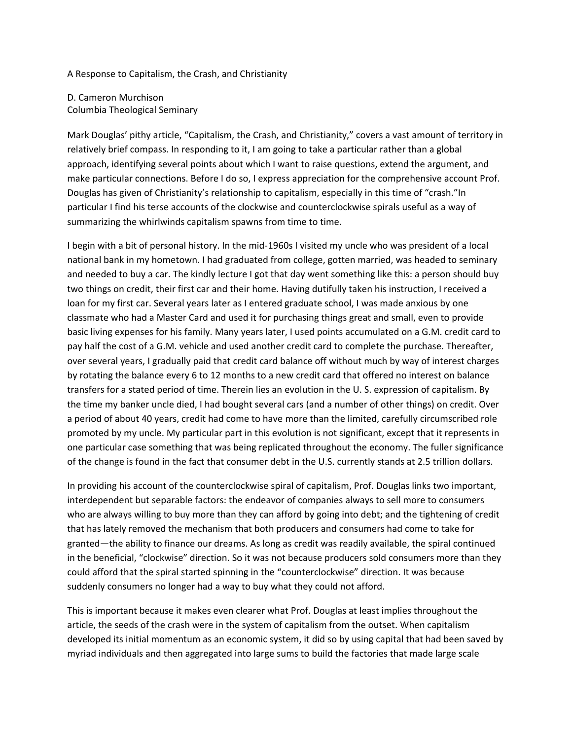# A Response to Capitalism, the Crash, and Christianity

D. Cameron Murchison
Columbia Theological Seminary

Mark Douglas' pithy article, "Capitalism, the Crash, and Christianity," covers a vast amount of territory in relatively brief compass. In responding to it, I am going to take a particular rather than a global approach, identifying several points about which I want to raise questions, extend the argument, and make particular connections. Before I do so, I express appreciation for the comprehensive account Prof. Douglas has given of Christianity's relationship to capitalism, especially in this time of "crash."In particular I find his terse accounts of the clockwise and counterclockwise spirals useful as a way of summarizing the whirlwinds capitalism spawns from time to time.

I begin with a bit of personal history. In the mid-1960s I visited my uncle who was president of a local national bank in my hometown. I had graduated from college, gotten married, was headed to seminary and needed to buy a car. The kindly lecture I got that day went something like this: a person should buy two things on credit, their first car and their home. Having dutifully taken his instruction, I received a loan for my first car. Several years later as I entered graduate school, I was made anxious by one classmate who had a Master Card and used it for purchasing things great and small, even to provide basic living expenses for his family. Many years later, I used points accumulated on a G.M. credit card to pay half the cost of a G.M. vehicle and used another credit card to complete the purchase. Thereafter, over several years, I gradually paid that credit card balance off without much by way of interest charges by rotating the balance every 6 to 12 months to a new credit card that offered no interest on balance transfers for a stated period of time. Therein lies an evolution in the U. S. expression of capitalism. By the time my banker uncle died, I had bought several cars (and a number of other things) on credit. Over a period of about 40 years, credit had come to have more than the limited, carefully circumscribed role promoted by my uncle. My particular part in this evolution is not significant, except that it represents in one particular case something that was being replicated throughout the economy. The fuller significance of the change is found in the fact that consumer debt in the U.S. currently stands at 2.5 trillion dollars.

In providing his account of the counterclockwise spiral of capitalism, Prof. Douglas links two important, interdependent but separable factors: the endeavor of companies always to sell more to consumers who are always willing to buy more than they can afford by going into debt; and the tightening of credit that has lately removed the mechanism that both producers and consumers had come to take for granted—the ability to finance our dreams. As long as credit was readily available, the spiral continued in the beneficial, "clockwise" direction. So it was not because producers sold consumers more than they could afford that the spiral started spinning in the "counterclockwise" direction. It was because suddenly consumers no longer had a way to buy what they could not afford.

This is important because it makes even clearer what Prof. Douglas at least implies throughout the article, the seeds of the crash were in the system of capitalism from the outset. When capitalism developed its initial momentum as an economic system, it did so by using capital that had been saved by myriad individuals and then aggregated into large sums to build the factories that made large scale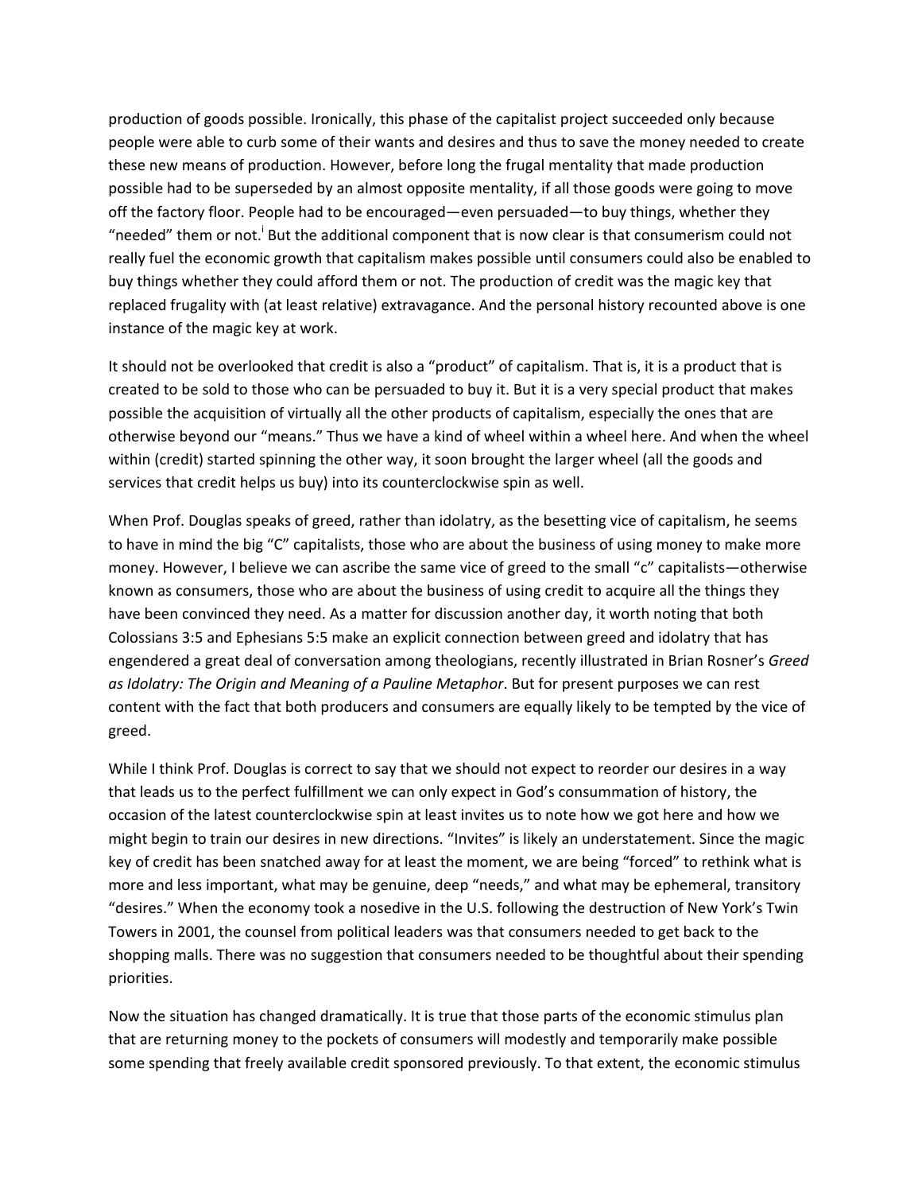production of goods possible. Ironically, this phase of the capitalist project succeeded only because people were able to curb some of their wants and desires and thus to save the money needed to create these new means of production. However, before long the frugal mentality that made production possible had to be superseded by an almost opposite mentality, if all those goods were going to move off the factory floor. People had to be encouraged—even persuaded—to buy things, whether they "needed" them or not.[i] But the additional component that is now clear is that consumerism could not really fuel the economic growth that capitalism makes possible until consumers could also be enabled to buy things whether they could afford them or not. The production of credit was the magic key that replaced frugality with (at least relative) extravagance. And the personal history recounted above is one instance of the magic key at work.

It should not be overlooked that credit is also a "product" of capitalism. That is, it is a product that is created to be sold to those who can be persuaded to buy it. But it is a very special product that makes possible the acquisition of virtually all the other products of capitalism, especially the ones that are otherwise beyond our "means." Thus we have a kind of wheel within a wheel here. And when the wheel within (credit) started spinning the other way, it soon brought the larger wheel (all the goods and services that credit helps us buy) into its counterclockwise spin as well.

When Prof. Douglas speaks of greed, rather than idolatry, as the besetting vice of capitalism, he seems to have in mind the big "C" capitalists, those who are about the business of using money to make more money. However, I believe we can ascribe the same vice of greed to the small "c" capitalists—otherwise known as consumers, those who are about the business of using credit to acquire all the things they have been convinced they need. As a matter for discussion another day, it worth noting that both Colossians 3:5 and Ephesians 5:5 make an explicit connection between greed and idolatry that has engendered a great deal of conversation among theologians, recently illustrated in Brian Rosner's *Greed as Idolatry: The Origin and Meaning of a Pauline Metaphor*. But for present purposes we can rest content with the fact that both producers and consumers are equally likely to be tempted by the vice of greed.

While I think Prof. Douglas is correct to say that we should not expect to reorder our desires in a way that leads us to the perfect fulfillment we can only expect in God's consummation of history, the occasion of the latest counterclockwise spin at least invites us to note how we got here and how we might begin to train our desires in new directions. "Invites" is likely an understatement. Since the magic key of credit has been snatched away for at least the moment, we are being "forced" to rethink what is more and less important, what may be genuine, deep "needs," and what may be ephemeral, transitory "desires." When the economy took a nosedive in the U.S. following the destruction of New York's Twin Towers in 2001, the counsel from political leaders was that consumers needed to get back to the shopping malls. There was no suggestion that consumers needed to be thoughtful about their spending priorities.

Now the situation has changed dramatically. It is true that those parts of the economic stimulus plan that are returning money to the pockets of consumers will modestly and temporarily make possible some spending that freely available credit sponsored previously. To that extent, the economic stimulus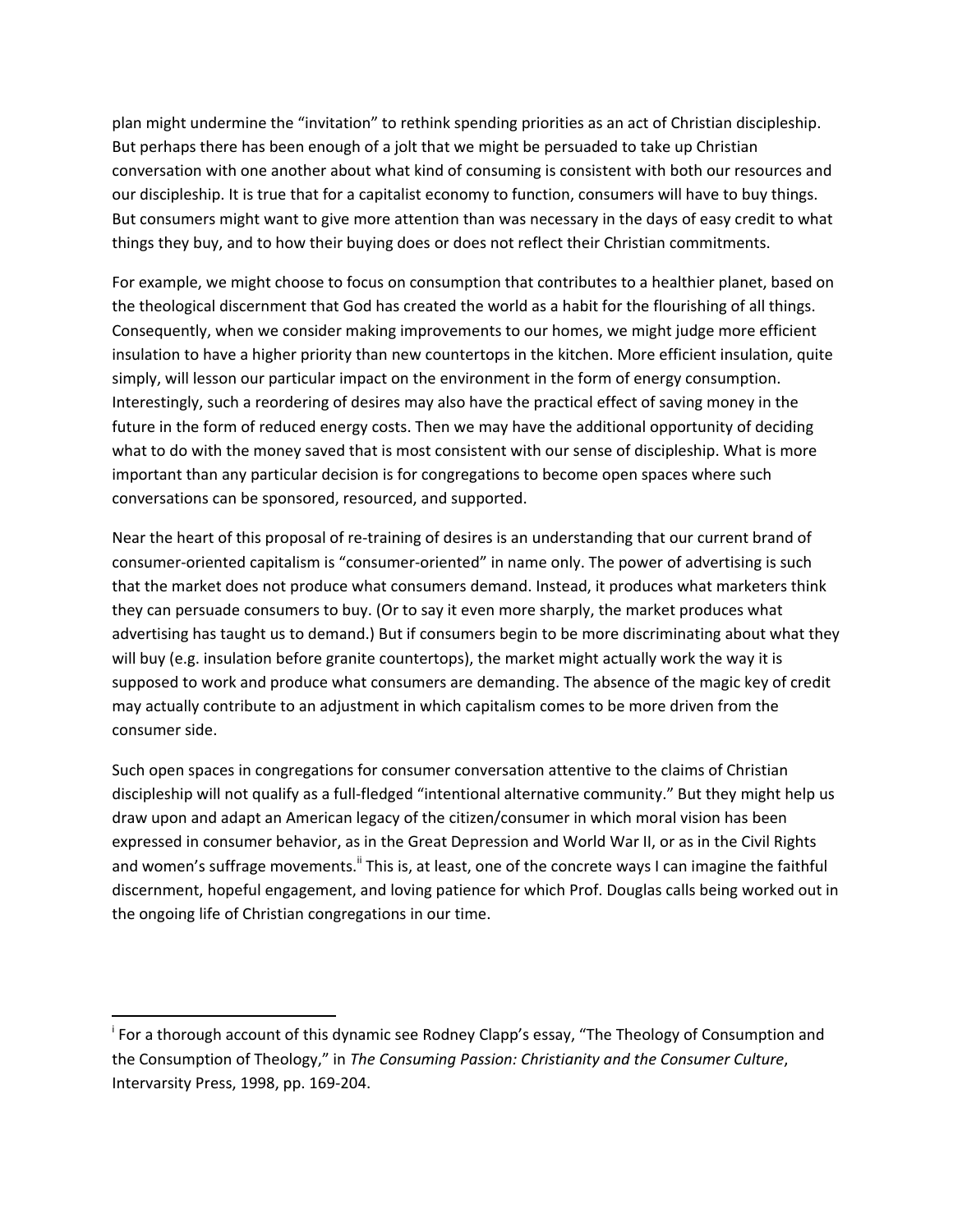plan might undermine the "invitation" to rethink spending priorities as an act of Christian discipleship. But perhaps there has been enough of a jolt that we might be persuaded to take up Christian conversation with one another about what kind of consuming is consistent with both our resources and our discipleship. It is true that for a capitalist economy to function, consumers will have to buy things. But consumers might want to give more attention than was necessary in the days of easy credit to what things they buy, and to how their buying does or does not reflect their Christian commitments.

For example, we might choose to focus on consumption that contributes to a healthier planet, based on the theological discernment that God has created the world as a habit for the flourishing of all things. Consequently, when we consider making improvements to our homes, we might judge more efficient insulation to have a higher priority than new countertops in the kitchen. More efficient insulation, quite simply, will lesson our particular impact on the environment in the form of energy consumption. Interestingly, such a reordering of desires may also have the practical effect of saving money in the future in the form of reduced energy costs. Then we may have the additional opportunity of deciding what to do with the money saved that is most consistent with our sense of discipleship. What is more important than any particular decision is for congregations to become open spaces where such conversations can be sponsored, resourced, and supported.

Near the heart of this proposal of re-training of desires is an understanding that our current brand of consumer-oriented capitalism is "consumer-oriented" in name only. The power of advertising is such that the market does not produce what consumers demand. Instead, it produces what marketers think they can persuade consumers to buy. (Or to say it even more sharply, the market produces what advertising has taught us to demand.) But if consumers begin to be more discriminating about what they will buy (e.g. insulation before granite countertops), the market might actually work the way it is supposed to work and produce what consumers are demanding. The absence of the magic key of credit may actually contribute to an adjustment in which capitalism comes to be more driven from the consumer side.

Such open spaces in congregations for consumer conversation attentive to the claims of Christian discipleship will not qualify as a full-fledged "intentional alternative community." But they might help us draw upon and adapt an American legacy of the citizen/consumer in which moral vision has been expressed in consumer behavior, as in the Great Depression and World War II, or as in the Civil Rights and women's suffrage movements.[ii] This is, at least, one of the concrete ways I can imagine the faithful discernment, hopeful engagement, and loving patience for which Prof. Douglas calls being worked out in the ongoing life of Christian congregations in our time.

---

[i] For a thorough account of this dynamic see Rodney Clapp's essay, "The Theology of Consumption and the Consumption of Theology," in *The Consuming Passion: Christianity and the Consumer Culture*, Intervarsity Press, 1998, pp. 169-204.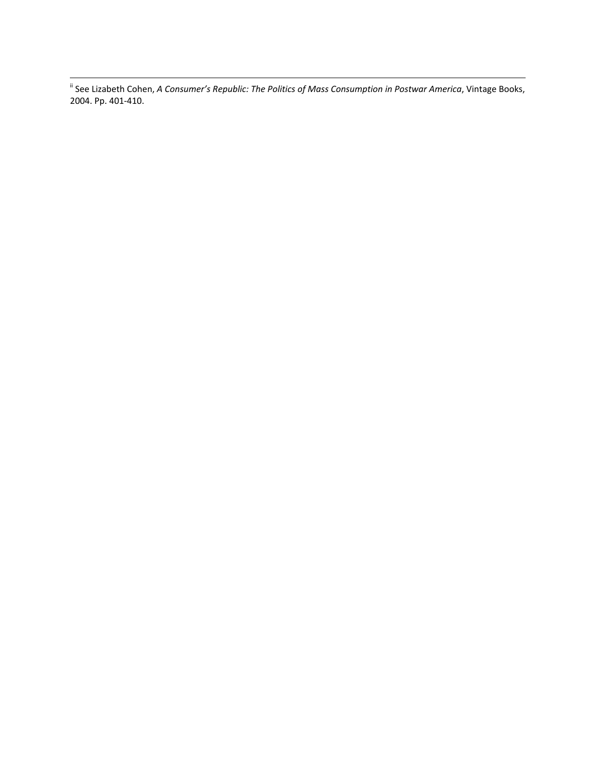---

[ii] See Lizabeth Cohen, *A Consumer's Republic: The Politics of Mass Consumption in Postwar America*, Vintage Books, 2004. Pp. 401-410.